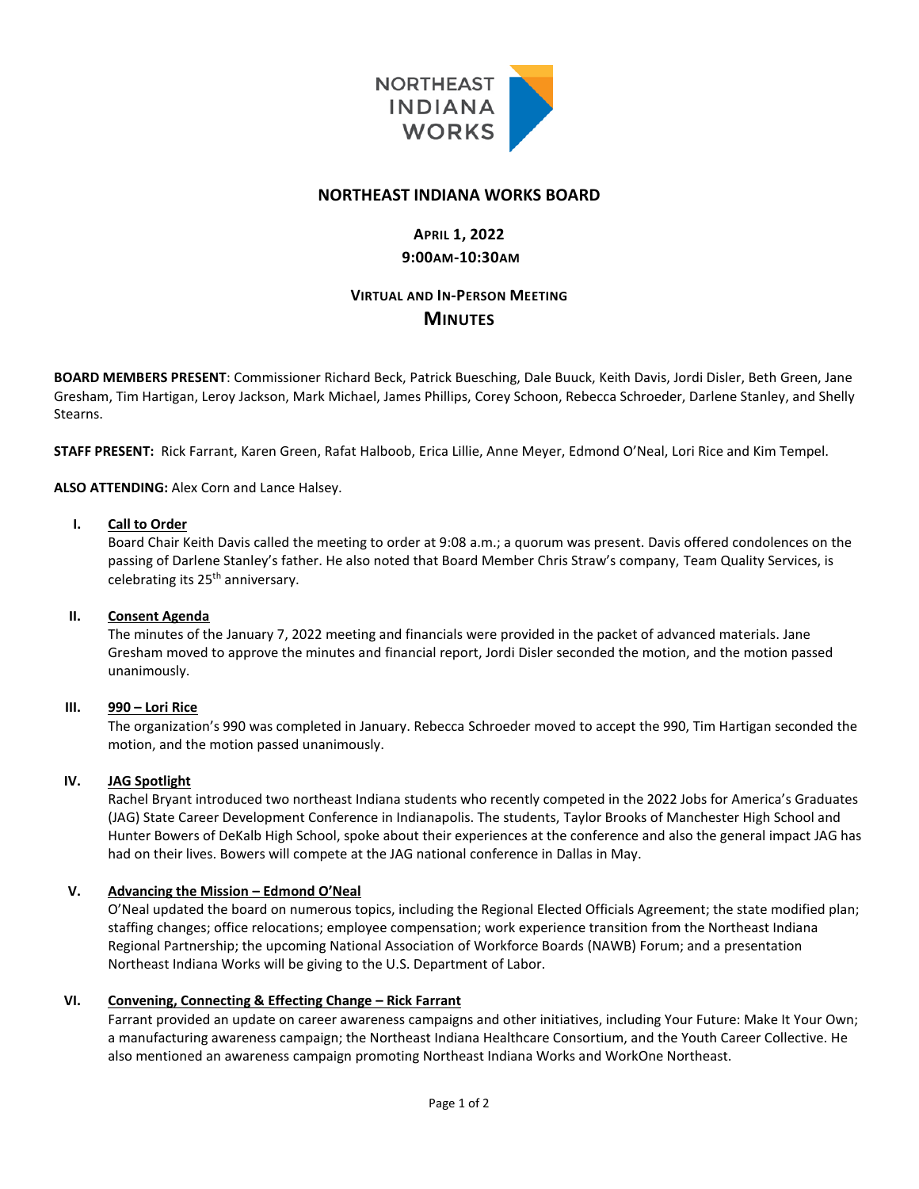NORTHEAST INDIANA WORKS

# NORTHEAST INDIANA WORKS BOARD

**APRIL 1, 2022**
**9:00AM-10:30AM**

**VIRTUAL AND IN-PERSON MEETING**
## MINUTES

**BOARD MEMBERS PRESENT**: Commissioner Richard Beck, Patrick Buesching, Dale Buuck, Keith Davis, Jordi Disler, Beth Green, Jane Gresham, Tim Hartigan, Leroy Jackson, Mark Michael, James Phillips, Corey Schoon, Rebecca Schroeder, Darlene Stanley, and Shelly Stearns.

**STAFF PRESENT:** Rick Farrant, Karen Green, Rafat Halboob, Erica Lillie, Anne Meyer, Edmond O'Neal, Lori Rice and Kim Tempel.

**ALSO ATTENDING:** Alex Corn and Lance Halsey.

**I. Call to Order**
Board Chair Keith Davis called the meeting to order at 9:08 a.m.; a quorum was present. Davis offered condolences on the passing of Darlene Stanley's father. He also noted that Board Member Chris Straw's company, Team Quality Services, is celebrating its 25th anniversary.

**II. Consent Agenda**
The minutes of the January 7, 2022 meeting and financials were provided in the packet of advanced materials. Jane Gresham moved to approve the minutes and financial report, Jordi Disler seconded the motion, and the motion passed unanimously.

**III. 990 – Lori Rice**
The organization's 990 was completed in January. Rebecca Schroeder moved to accept the 990, Tim Hartigan seconded the motion, and the motion passed unanimously.

**IV. JAG Spotlight**
Rachel Bryant introduced two northeast Indiana students who recently competed in the 2022 Jobs for America's Graduates (JAG) State Career Development Conference in Indianapolis. The students, Taylor Brooks of Manchester High School and Hunter Bowers of DeKalb High School, spoke about their experiences at the conference and also the general impact JAG has had on their lives. Bowers will compete at the JAG national conference in Dallas in May.

**V. Advancing the Mission – Edmond O'Neal**
O'Neal updated the board on numerous topics, including the Regional Elected Officials Agreement; the state modified plan; staffing changes; office relocations; employee compensation; work experience transition from the Northeast Indiana Regional Partnership; the upcoming National Association of Workforce Boards (NAWB) Forum; and a presentation Northeast Indiana Works will be giving to the U.S. Department of Labor.

**VI. Convening, Connecting & Effecting Change – Rick Farrant**
Farrant provided an update on career awareness campaigns and other initiatives, including Your Future: Make It Your Own; a manufacturing awareness campaign; the Northeast Indiana Healthcare Consortium, and the Youth Career Collective. He also mentioned an awareness campaign promoting Northeast Indiana Works and WorkOne Northeast.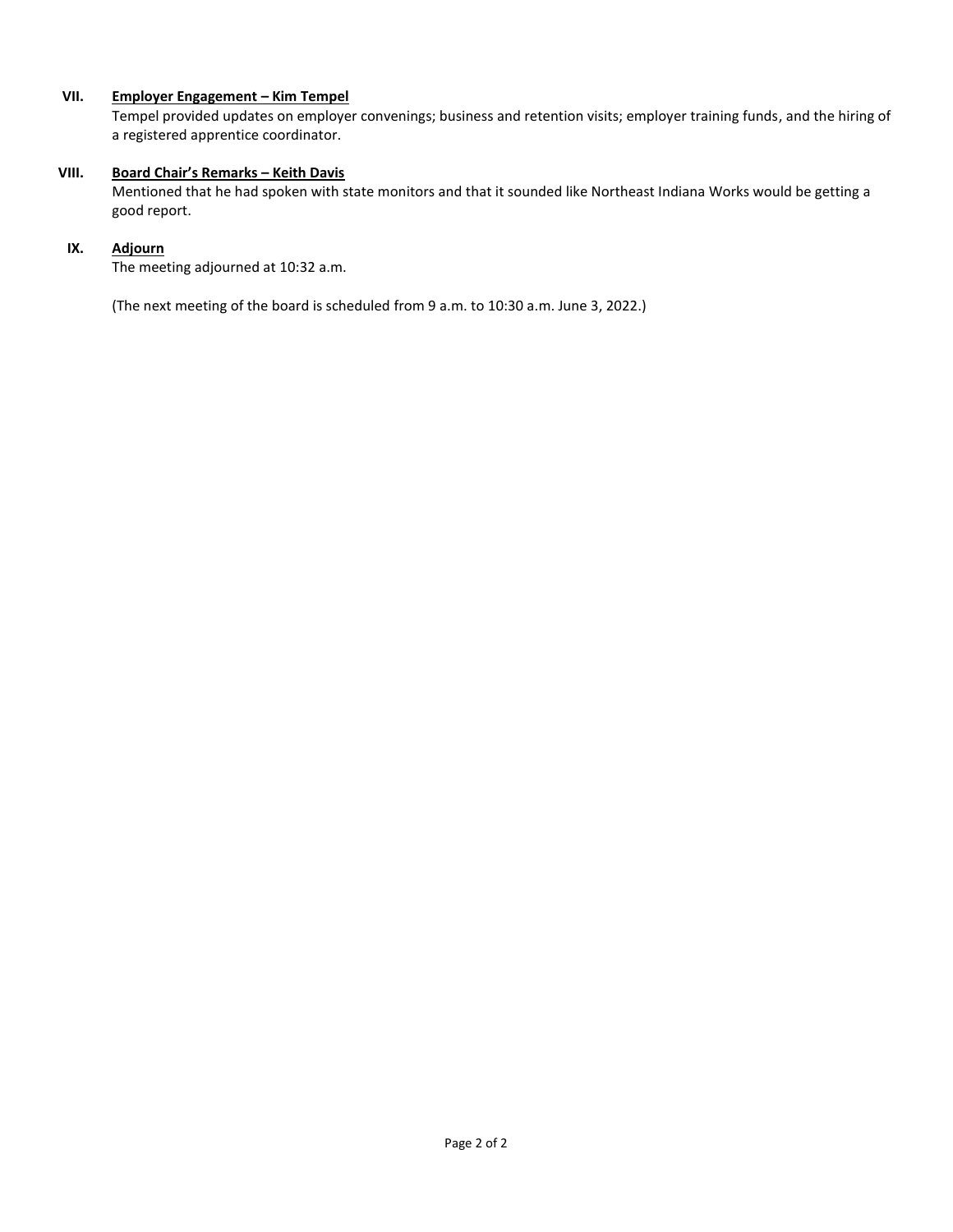**VII. Employer Engagement – Kim Tempel**

Tempel provided updates on employer convenings; business and retention visits; employer training funds, and the hiring of a registered apprentice coordinator.

**VIII. Board Chair's Remarks – Keith Davis**

Mentioned that he had spoken with state monitors and that it sounded like Northeast Indiana Works would be getting a good report.

**IX. Adjourn**

The meeting adjourned at 10:32 a.m.

(The next meeting of the board is scheduled from 9 a.m. to 10:30 a.m. June 3, 2022.)